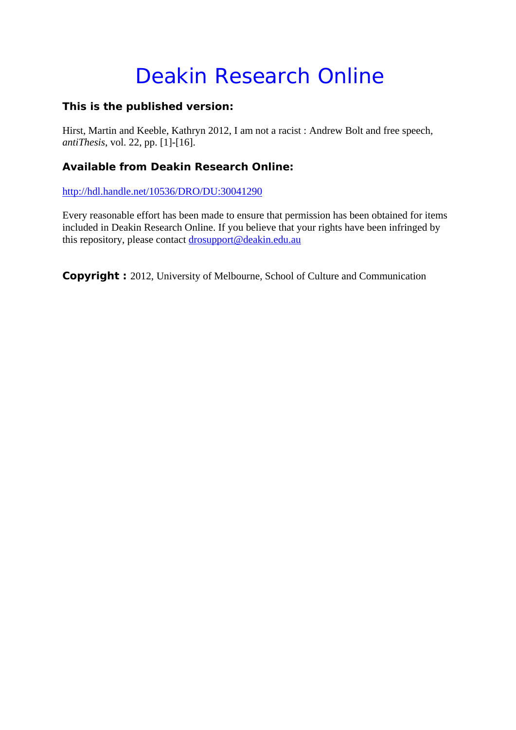# Deakin Research Online

**This is the published version:**

Hirst, Martin and Keeble, Kathryn 2012, I am not a racist : Andrew Bolt and free speech, *antiThesis*, vol. 22, pp. [1]-[16].

**Available from Deakin Research Online:**

http://hdl.handle.net/10536/DRO/DU:30041290

Every reasonable effort has been made to ensure that permission has been obtained for items included in Deakin Research Online. If you believe that your rights have been infringed by this repository, please contact drosupport@deakin.edu.au

**Copyright :** 2012, University of Melbourne, School of Culture and Communication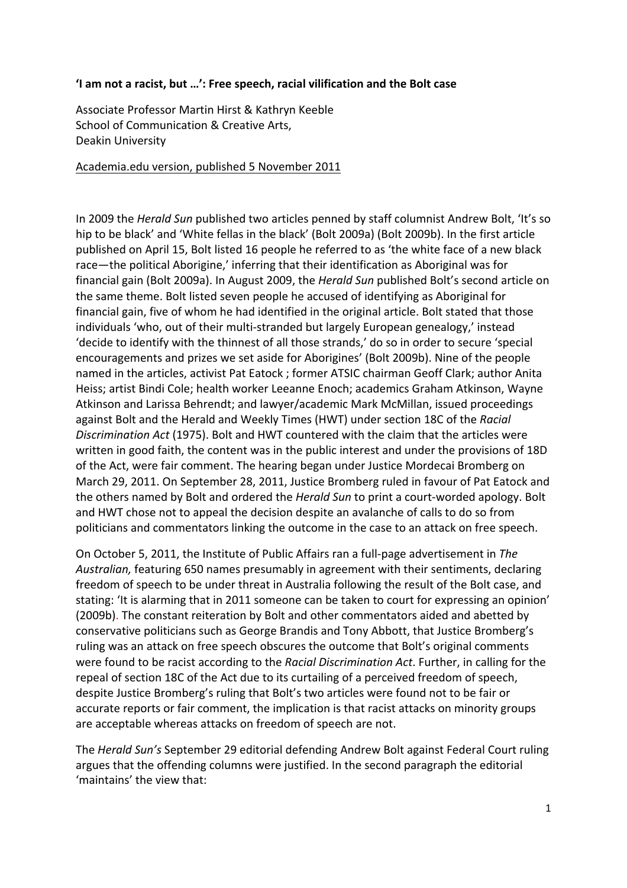**'I am not a racist, but …': Free speech, racial vilification and the Bolt case**

Associate Professor Martin Hirst & Kathryn Keeble
School of Communication & Creative Arts,
Deakin University

Academia.edu version, published 5 November 2011

In 2009 the *Herald Sun* published two articles penned by staff columnist Andrew Bolt, 'It's so hip to be black' and 'White fellas in the black' (Bolt 2009a) (Bolt 2009b). In the first article published on April 15, Bolt listed 16 people he referred to as 'the white face of a new black race—the political Aborigine,' inferring that their identification as Aboriginal was for financial gain (Bolt 2009a). In August 2009, the *Herald Sun* published Bolt's second article on the same theme. Bolt listed seven people he accused of identifying as Aboriginal for financial gain, five of whom he had identified in the original article. Bolt stated that those individuals 'who, out of their multi-stranded but largely European genealogy,' instead 'decide to identify with the thinnest of all those strands,' do so in order to secure 'special encouragements and prizes we set aside for Aborigines' (Bolt 2009b). Nine of the people named in the articles, activist Pat Eatock ; former ATSIC chairman Geoff Clark; author Anita Heiss; artist Bindi Cole; health worker Leeanne Enoch; academics Graham Atkinson, Wayne Atkinson and Larissa Behrendt; and lawyer/academic Mark McMillan, issued proceedings against Bolt and the Herald and Weekly Times (HWT) under section 18C of the *Racial Discrimination Act* (1975). Bolt and HWT countered with the claim that the articles were written in good faith, the content was in the public interest and under the provisions of 18D of the Act, were fair comment. The hearing began under Justice Mordecai Bromberg on March 29, 2011. On September 28, 2011, Justice Bromberg ruled in favour of Pat Eatock and the others named by Bolt and ordered the *Herald Sun* to print a court-worded apology. Bolt and HWT chose not to appeal the decision despite an avalanche of calls to do so from politicians and commentators linking the outcome in the case to an attack on free speech.

On October 5, 2011, the Institute of Public Affairs ran a full-page advertisement in *The Australian,* featuring 650 names presumably in agreement with their sentiments, declaring freedom of speech to be under threat in Australia following the result of the Bolt case, and stating: 'It is alarming that in 2011 someone can be taken to court for expressing an opinion' (2009b). The constant reiteration by Bolt and other commentators aided and abetted by conservative politicians such as George Brandis and Tony Abbott, that Justice Bromberg's ruling was an attack on free speech obscures the outcome that Bolt's original comments were found to be racist according to the *Racial Discrimination Act*. Further, in calling for the repeal of section 18C of the Act due to its curtailing of a perceived freedom of speech, despite Justice Bromberg's ruling that Bolt's two articles were found not to be fair or accurate reports or fair comment, the implication is that racist attacks on minority groups are acceptable whereas attacks on freedom of speech are not.

The *Herald Sun's* September 29 editorial defending Andrew Bolt against Federal Court ruling argues that the offending columns were justified. In the second paragraph the editorial 'maintains' the view that: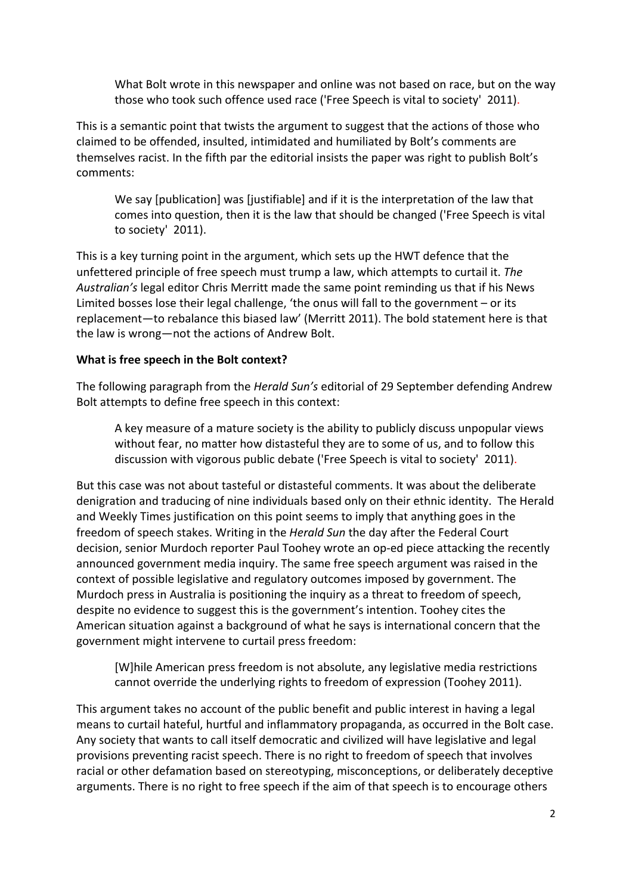> What Bolt wrote in this newspaper and online was not based on race, but on the way those who took such offence used race ('Free Speech is vital to society' 2011).

This is a semantic point that twists the argument to suggest that the actions of those who claimed to be offended, insulted, intimidated and humiliated by Bolt's comments are themselves racist. In the fifth par the editorial insists the paper was right to publish Bolt's comments:

> We say [publication] was [justifiable] and if it is the interpretation of the law that comes into question, then it is the law that should be changed ('Free Speech is vital to society' 2011).

This is a key turning point in the argument, which sets up the HWT defence that the unfettered principle of free speech must trump a law, which attempts to curtail it. *The Australian's* legal editor Chris Merritt made the same point reminding us that if his News Limited bosses lose their legal challenge, 'the onus will fall to the government – or its replacement—to rebalance this biased law' (Merritt 2011). The bold statement here is that the law is wrong—not the actions of Andrew Bolt.

**What is free speech in the Bolt context?**

The following paragraph from the *Herald Sun's* editorial of 29 September defending Andrew Bolt attempts to define free speech in this context:

> A key measure of a mature society is the ability to publicly discuss unpopular views without fear, no matter how distasteful they are to some of us, and to follow this discussion with vigorous public debate ('Free Speech is vital to society' 2011).

But this case was not about tasteful or distasteful comments. It was about the deliberate denigration and traducing of nine individuals based only on their ethnic identity. The Herald and Weekly Times justification on this point seems to imply that anything goes in the freedom of speech stakes. Writing in the *Herald Sun* the day after the Federal Court decision, senior Murdoch reporter Paul Toohey wrote an op-ed piece attacking the recently announced government media inquiry. The same free speech argument was raised in the context of possible legislative and regulatory outcomes imposed by government. The Murdoch press in Australia is positioning the inquiry as a threat to freedom of speech, despite no evidence to suggest this is the government's intention. Toohey cites the American situation against a background of what he says is international concern that the government might intervene to curtail press freedom:

> [W]hile American press freedom is not absolute, any legislative media restrictions cannot override the underlying rights to freedom of expression (Toohey 2011).

This argument takes no account of the public benefit and public interest in having a legal means to curtail hateful, hurtful and inflammatory propaganda, as occurred in the Bolt case. Any society that wants to call itself democratic and civilized will have legislative and legal provisions preventing racist speech. There is no right to freedom of speech that involves racial or other defamation based on stereotyping, misconceptions, or deliberately deceptive arguments. There is no right to free speech if the aim of that speech is to encourage others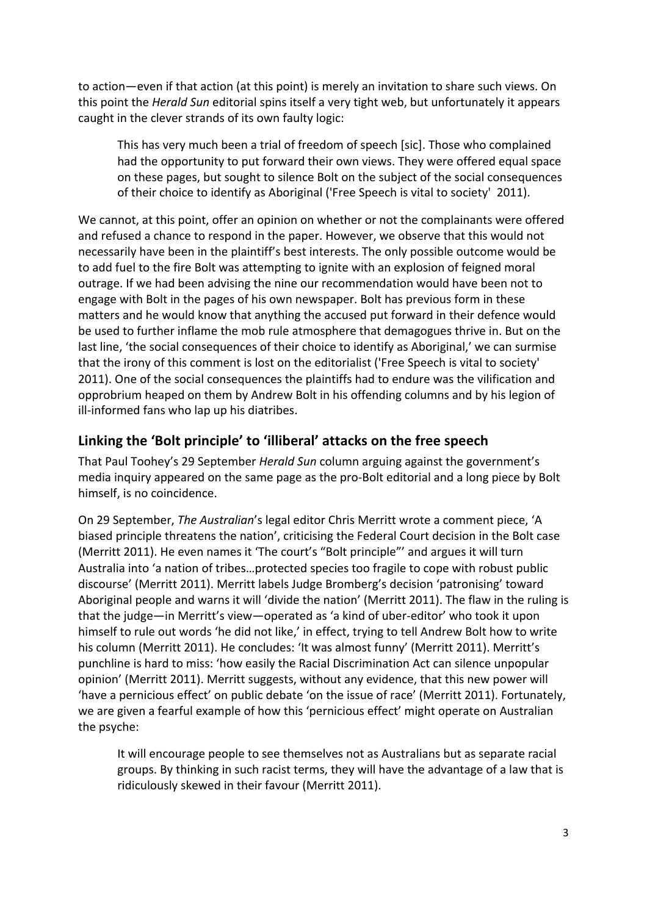to action—even if that action (at this point) is merely an invitation to share such views. On this point the *Herald Sun* editorial spins itself a very tight web, but unfortunately it appears caught in the clever strands of its own faulty logic:

> This has very much been a trial of freedom of speech [sic]. Those who complained had the opportunity to put forward their own views. They were offered equal space on these pages, but sought to silence Bolt on the subject of the social consequences of their choice to identify as Aboriginal ('Free Speech is vital to society' 2011).

We cannot, at this point, offer an opinion on whether or not the complainants were offered and refused a chance to respond in the paper. However, we observe that this would not necessarily have been in the plaintiff's best interests. The only possible outcome would be to add fuel to the fire Bolt was attempting to ignite with an explosion of feigned moral outrage. If we had been advising the nine our recommendation would have been not to engage with Bolt in the pages of his own newspaper. Bolt has previous form in these matters and he would know that anything the accused put forward in their defence would be used to further inflame the mob rule atmosphere that demagogues thrive in. But on the last line, 'the social consequences of their choice to identify as Aboriginal,' we can surmise that the irony of this comment is lost on the editorialist ('Free Speech is vital to society' 2011). One of the social consequences the plaintiffs had to endure was the vilification and opprobrium heaped on them by Andrew Bolt in his offending columns and by his legion of ill-informed fans who lap up his diatribes.

## Linking the 'Bolt principle' to 'illiberal' attacks on the free speech

That Paul Toohey's 29 September *Herald Sun* column arguing against the government's media inquiry appeared on the same page as the pro-Bolt editorial and a long piece by Bolt himself, is no coincidence.

On 29 September, *The Australian*'s legal editor Chris Merritt wrote a comment piece, 'A biased principle threatens the nation', criticising the Federal Court decision in the Bolt case (Merritt 2011). He even names it 'The court's "Bolt principle"' and argues it will turn Australia into 'a nation of tribes…protected species too fragile to cope with robust public discourse' (Merritt 2011). Merritt labels Judge Bromberg's decision 'patronising' toward Aboriginal people and warns it will 'divide the nation' (Merritt 2011). The flaw in the ruling is that the judge—in Merritt's view—operated as 'a kind of uber-editor' who took it upon himself to rule out words 'he did not like,' in effect, trying to tell Andrew Bolt how to write his column (Merritt 2011). He concludes: 'It was almost funny' (Merritt 2011). Merritt's punchline is hard to miss: 'how easily the Racial Discrimination Act can silence unpopular opinion' (Merritt 2011). Merritt suggests, without any evidence, that this new power will 'have a pernicious effect' on public debate 'on the issue of race' (Merritt 2011). Fortunately, we are given a fearful example of how this 'pernicious effect' might operate on Australian the psyche:

> It will encourage people to see themselves not as Australians but as separate racial groups. By thinking in such racist terms, they will have the advantage of a law that is ridiculously skewed in their favour (Merritt 2011).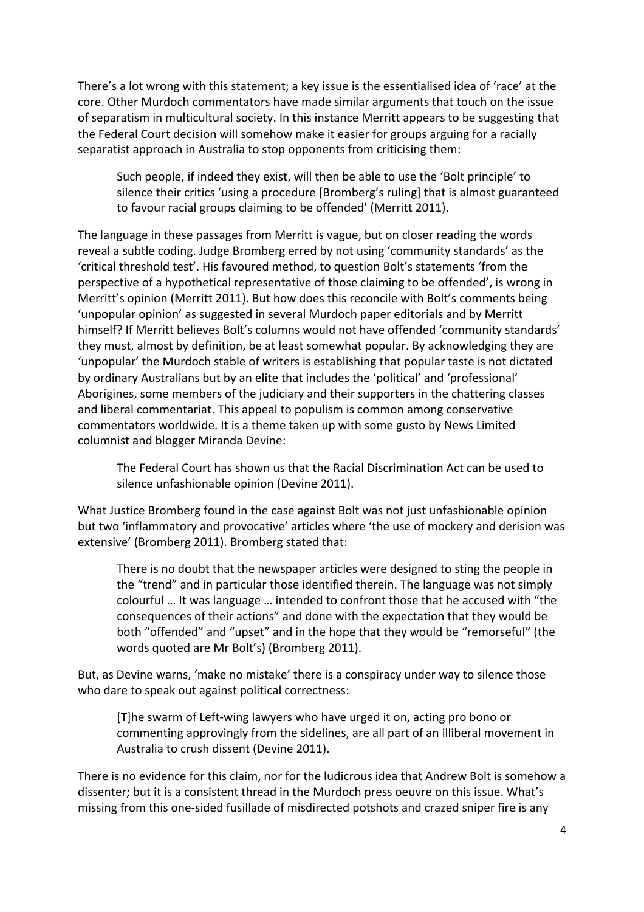There's a lot wrong with this statement; a key issue is the essentialised idea of 'race' at the core. Other Murdoch commentators have made similar arguments that touch on the issue of separatism in multicultural society. In this instance Merritt appears to be suggesting that the Federal Court decision will somehow make it easier for groups arguing for a racially separatist approach in Australia to stop opponents from criticising them:

> Such people, if indeed they exist, will then be able to use the 'Bolt principle' to silence their critics 'using a procedure [Bromberg's ruling] that is almost guaranteed to favour racial groups claiming to be offended' (Merritt 2011).

The language in these passages from Merritt is vague, but on closer reading the words reveal a subtle coding. Judge Bromberg erred by not using 'community standards' as the 'critical threshold test'. His favoured method, to question Bolt's statements 'from the perspective of a hypothetical representative of those claiming to be offended', is wrong in Merritt's opinion (Merritt 2011). But how does this reconcile with Bolt's comments being 'unpopular opinion' as suggested in several Murdoch paper editorials and by Merritt himself? If Merritt believes Bolt's columns would not have offended 'community standards' they must, almost by definition, be at least somewhat popular. By acknowledging they are 'unpopular' the Murdoch stable of writers is establishing that popular taste is not dictated by ordinary Australians but by an elite that includes the 'political' and 'professional' Aborigines, some members of the judiciary and their supporters in the chattering classes and liberal commentariat. This appeal to populism is common among conservative commentators worldwide. It is a theme taken up with some gusto by News Limited columnist and blogger Miranda Devine:

> The Federal Court has shown us that the Racial Discrimination Act can be used to silence unfashionable opinion (Devine 2011).

What Justice Bromberg found in the case against Bolt was not just unfashionable opinion but two 'inflammatory and provocative' articles where 'the use of mockery and derision was extensive' (Bromberg 2011). Bromberg stated that:

> There is no doubt that the newspaper articles were designed to sting the people in the "trend" and in particular those identified therein. The language was not simply colourful … It was language … intended to confront those that he accused with "the consequences of their actions" and done with the expectation that they would be both "offended" and "upset" and in the hope that they would be "remorseful" (the words quoted are Mr Bolt's) (Bromberg 2011).

But, as Devine warns, 'make no mistake' there is a conspiracy under way to silence those who dare to speak out against political correctness:

> [T]he swarm of Left-wing lawyers who have urged it on, acting pro bono or commenting approvingly from the sidelines, are all part of an illiberal movement in Australia to crush dissent (Devine 2011).

There is no evidence for this claim, nor for the ludicrous idea that Andrew Bolt is somehow a dissenter; but it is a consistent thread in the Murdoch press oeuvre on this issue. What's missing from this one-sided fusillade of misdirected potshots and crazed sniper fire is any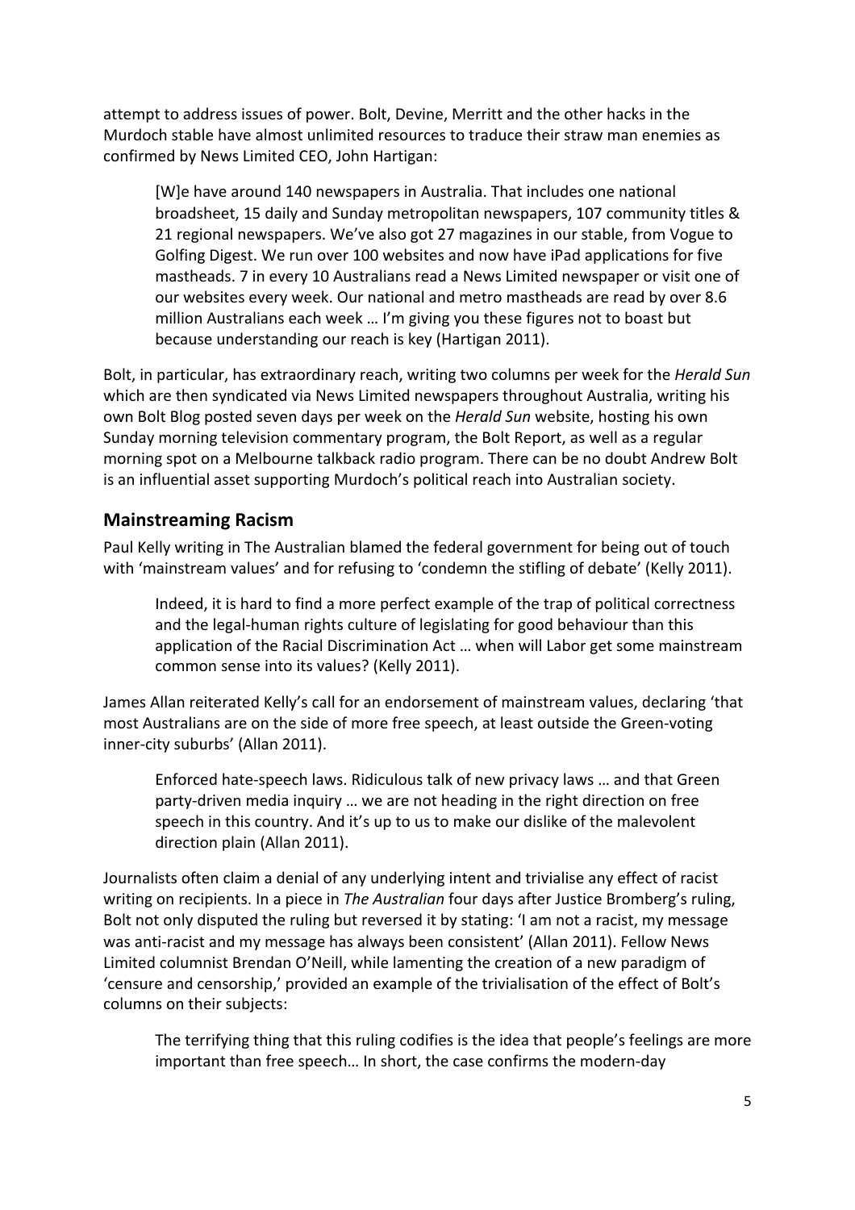attempt to address issues of power. Bolt, Devine, Merritt and the other hacks in the Murdoch stable have almost unlimited resources to traduce their straw man enemies as confirmed by News Limited CEO, John Hartigan:

> [W]e have around 140 newspapers in Australia. That includes one national broadsheet, 15 daily and Sunday metropolitan newspapers, 107 community titles & 21 regional newspapers. We've also got 27 magazines in our stable, from Vogue to Golfing Digest. We run over 100 websites and now have iPad applications for five mastheads. 7 in every 10 Australians read a News Limited newspaper or visit one of our websites every week. Our national and metro mastheads are read by over 8.6 million Australians each week … I'm giving you these figures not to boast but because understanding our reach is key (Hartigan 2011).

Bolt, in particular, has extraordinary reach, writing two columns per week for the *Herald Sun* which are then syndicated via News Limited newspapers throughout Australia, writing his own Bolt Blog posted seven days per week on the *Herald Sun* website, hosting his own Sunday morning television commentary program, the Bolt Report, as well as a regular morning spot on a Melbourne talkback radio program. There can be no doubt Andrew Bolt is an influential asset supporting Murdoch's political reach into Australian society.

## Mainstreaming Racism

Paul Kelly writing in The Australian blamed the federal government for being out of touch with 'mainstream values' and for refusing to 'condemn the stifling of debate' (Kelly 2011).

> Indeed, it is hard to find a more perfect example of the trap of political correctness and the legal-human rights culture of legislating for good behaviour than this application of the Racial Discrimination Act … when will Labor get some mainstream common sense into its values? (Kelly 2011).

James Allan reiterated Kelly's call for an endorsement of mainstream values, declaring 'that most Australians are on the side of more free speech, at least outside the Green-voting inner-city suburbs' (Allan 2011).

> Enforced hate-speech laws. Ridiculous talk of new privacy laws … and that Green party-driven media inquiry … we are not heading in the right direction on free speech in this country. And it's up to us to make our dislike of the malevolent direction plain (Allan 2011).

Journalists often claim a denial of any underlying intent and trivialise any effect of racist writing on recipients. In a piece in *The Australian* four days after Justice Bromberg's ruling, Bolt not only disputed the ruling but reversed it by stating: 'I am not a racist, my message was anti-racist and my message has always been consistent' (Allan 2011). Fellow News Limited columnist Brendan O'Neill, while lamenting the creation of a new paradigm of 'censure and censorship,' provided an example of the trivialisation of the effect of Bolt's columns on their subjects:

> The terrifying thing that this ruling codifies is the idea that people's feelings are more important than free speech… In short, the case confirms the modern-day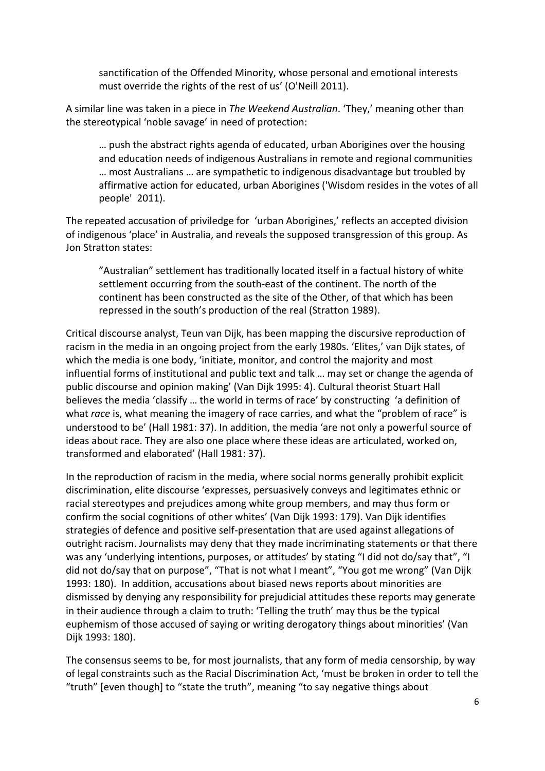> sanctification of the Offended Minority, whose personal and emotional interests must override the rights of the rest of us' (O'Neill 2011).

A similar line was taken in a piece in *The Weekend Australian*. 'They,' meaning other than the stereotypical 'noble savage' in need of protection:

> … push the abstract rights agenda of educated, urban Aborigines over the housing and education needs of indigenous Australians in remote and regional communities … most Australians … are sympathetic to indigenous disadvantage but troubled by affirmative action for educated, urban Aborigines ('Wisdom resides in the votes of all people' 2011).

The repeated accusation of priviledge for 'urban Aborigines,' reflects an accepted division of indigenous 'place' in Australia, and reveals the supposed transgression of this group. As Jon Stratton states:

> "Australian" settlement has traditionally located itself in a factual history of white settlement occurring from the south-east of the continent. The north of the continent has been constructed as the site of the Other, of that which has been repressed in the south's production of the real (Stratton 1989).

Critical discourse analyst, Teun van Dijk, has been mapping the discursive reproduction of racism in the media in an ongoing project from the early 1980s. 'Elites,' van Dijk states, of which the media is one body, 'initiate, monitor, and control the majority and most influential forms of institutional and public text and talk … may set or change the agenda of public discourse and opinion making' (Van Dijk 1995: 4). Cultural theorist Stuart Hall believes the media 'classify … the world in terms of race' by constructing 'a definition of what *race* is, what meaning the imagery of race carries, and what the "problem of race" is understood to be' (Hall 1981: 37). In addition, the media 'are not only a powerful source of ideas about race. They are also one place where these ideas are articulated, worked on, transformed and elaborated' (Hall 1981: 37).

In the reproduction of racism in the media, where social norms generally prohibit explicit discrimination, elite discourse 'expresses, persuasively conveys and legitimates ethnic or racial stereotypes and prejudices among white group members, and may thus form or confirm the social cognitions of other whites' (Van Dijk 1993: 179). Van Dijk identifies strategies of defence and positive self-presentation that are used against allegations of outright racism. Journalists may deny that they made incriminating statements or that there was any 'underlying intentions, purposes, or attitudes' by stating "I did not do/say that", "I did not do/say that on purpose", "That is not what I meant", "You got me wrong" (Van Dijk 1993: 180). In addition, accusations about biased news reports about minorities are dismissed by denying any responsibility for prejudicial attitudes these reports may generate in their audience through a claim to truth: 'Telling the truth' may thus be the typical euphemism of those accused of saying or writing derogatory things about minorities' (Van Dijk 1993: 180).

The consensus seems to be, for most journalists, that any form of media censorship, by way of legal constraints such as the Racial Discrimination Act, 'must be broken in order to tell the "truth" [even though] to "state the truth", meaning "to say negative things about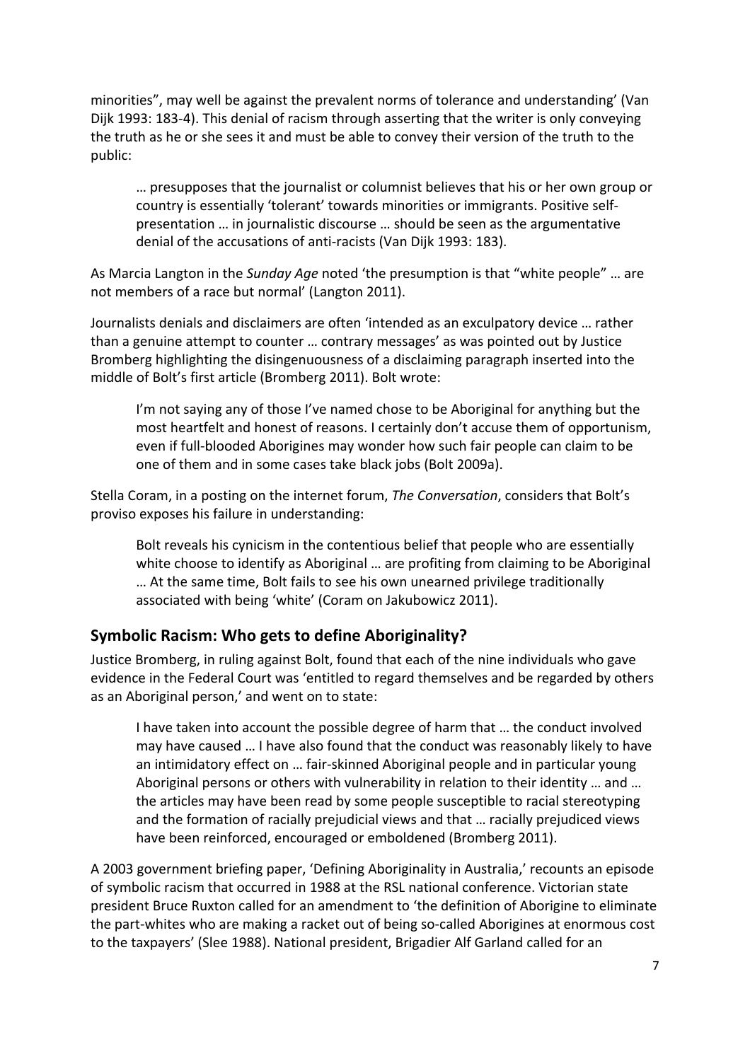minorities", may well be against the prevalent norms of tolerance and understanding' (Van Dijk 1993: 183-4). This denial of racism through asserting that the writer is only conveying the truth as he or she sees it and must be able to convey their version of the truth to the public:

> … presupposes that the journalist or columnist believes that his or her own group or country is essentially 'tolerant' towards minorities or immigrants. Positive self-presentation … in journalistic discourse … should be seen as the argumentative denial of the accusations of anti-racists (Van Dijk 1993: 183).

As Marcia Langton in the *Sunday Age* noted 'the presumption is that "white people" … are not members of a race but normal' (Langton 2011).

Journalists denials and disclaimers are often 'intended as an exculpatory device … rather than a genuine attempt to counter … contrary messages' as was pointed out by Justice Bromberg highlighting the disingenuousness of a disclaiming paragraph inserted into the middle of Bolt's first article (Bromberg 2011). Bolt wrote:

> I'm not saying any of those I've named chose to be Aboriginal for anything but the most heartfelt and honest of reasons. I certainly don't accuse them of opportunism, even if full-blooded Aborigines may wonder how such fair people can claim to be one of them and in some cases take black jobs (Bolt 2009a).

Stella Coram, in a posting on the internet forum, *The Conversation*, considers that Bolt's proviso exposes his failure in understanding:

> Bolt reveals his cynicism in the contentious belief that people who are essentially white choose to identify as Aboriginal … are profiting from claiming to be Aboriginal … At the same time, Bolt fails to see his own unearned privilege traditionally associated with being 'white' (Coram on Jakubowicz 2011).

## Symbolic Racism: Who gets to define Aboriginality?

Justice Bromberg, in ruling against Bolt, found that each of the nine individuals who gave evidence in the Federal Court was 'entitled to regard themselves and be regarded by others as an Aboriginal person,' and went on to state:

> I have taken into account the possible degree of harm that … the conduct involved may have caused … I have also found that the conduct was reasonably likely to have an intimidatory effect on … fair-skinned Aboriginal people and in particular young Aboriginal persons or others with vulnerability in relation to their identity … and … the articles may have been read by some people susceptible to racial stereotyping and the formation of racially prejudicial views and that … racially prejudiced views have been reinforced, encouraged or emboldened (Bromberg 2011).

A 2003 government briefing paper, 'Defining Aboriginality in Australia,' recounts an episode of symbolic racism that occurred in 1988 at the RSL national conference. Victorian state president Bruce Ruxton called for an amendment to 'the definition of Aborigine to eliminate the part-whites who are making a racket out of being so-called Aborigines at enormous cost to the taxpayers' (Slee 1988). National president, Brigadier Alf Garland called for an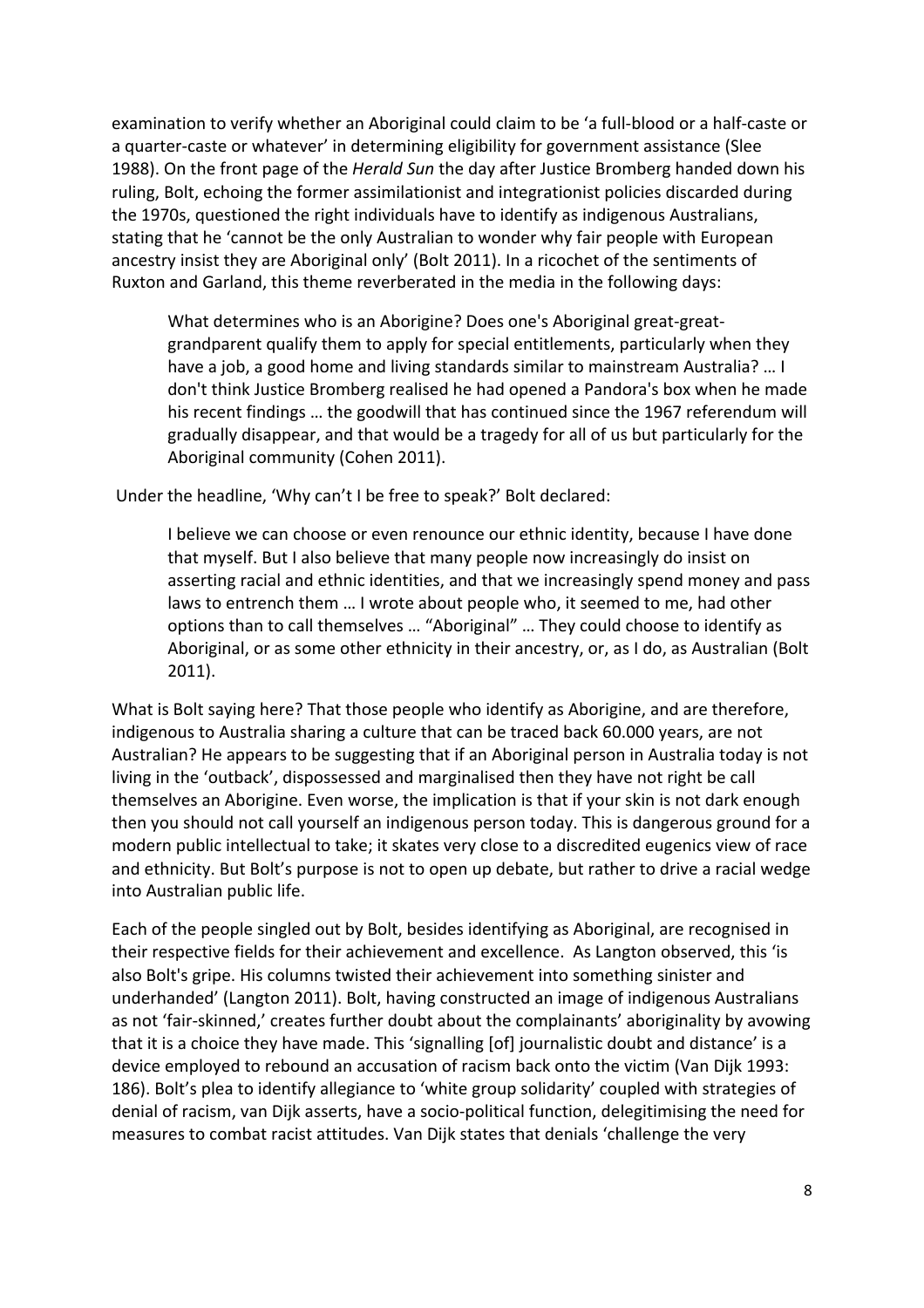examination to verify whether an Aboriginal could claim to be 'a full-blood or a half-caste or a quarter-caste or whatever' in determining eligibility for government assistance (Slee 1988). On the front page of the *Herald Sun* the day after Justice Bromberg handed down his ruling, Bolt, echoing the former assimilationist and integrationist policies discarded during the 1970s, questioned the right individuals have to identify as indigenous Australians, stating that he 'cannot be the only Australian to wonder why fair people with European ancestry insist they are Aboriginal only' (Bolt 2011). In a ricochet of the sentiments of Ruxton and Garland, this theme reverberated in the media in the following days:

> What determines who is an Aborigine? Does one's Aboriginal great-great-grandparent qualify them to apply for special entitlements, particularly when they have a job, a good home and living standards similar to mainstream Australia? … I don't think Justice Bromberg realised he had opened a Pandora's box when he made his recent findings … the goodwill that has continued since the 1967 referendum will gradually disappear, and that would be a tragedy for all of us but particularly for the Aboriginal community (Cohen 2011).

Under the headline, 'Why can't I be free to speak?' Bolt declared:

> I believe we can choose or even renounce our ethnic identity, because I have done that myself. But I also believe that many people now increasingly do insist on asserting racial and ethnic identities, and that we increasingly spend money and pass laws to entrench them … I wrote about people who, it seemed to me, had other options than to call themselves … "Aboriginal" … They could choose to identify as Aboriginal, or as some other ethnicity in their ancestry, or, as I do, as Australian (Bolt 2011).

What is Bolt saying here? That those people who identify as Aborigine, and are therefore, indigenous to Australia sharing a culture that can be traced back 60.000 years, are not Australian? He appears to be suggesting that if an Aboriginal person in Australia today is not living in the 'outback', dispossessed and marginalised then they have not right be call themselves an Aborigine. Even worse, the implication is that if your skin is not dark enough then you should not call yourself an indigenous person today. This is dangerous ground for a modern public intellectual to take; it skates very close to a discredited eugenics view of race and ethnicity. But Bolt's purpose is not to open up debate, but rather to drive a racial wedge into Australian public life.

Each of the people singled out by Bolt, besides identifying as Aboriginal, are recognised in their respective fields for their achievement and excellence. As Langton observed, this 'is also Bolt's gripe. His columns twisted their achievement into something sinister and underhanded' (Langton 2011). Bolt, having constructed an image of indigenous Australians as not 'fair-skinned,' creates further doubt about the complainants' aboriginality by avowing that it is a choice they have made. This 'signalling [of] journalistic doubt and distance' is a device employed to rebound an accusation of racism back onto the victim (Van Dijk 1993: 186). Bolt's plea to identify allegiance to 'white group solidarity' coupled with strategies of denial of racism, van Dijk asserts, have a socio-political function, delegitimising the need for measures to combat racist attitudes. Van Dijk states that denials 'challenge the very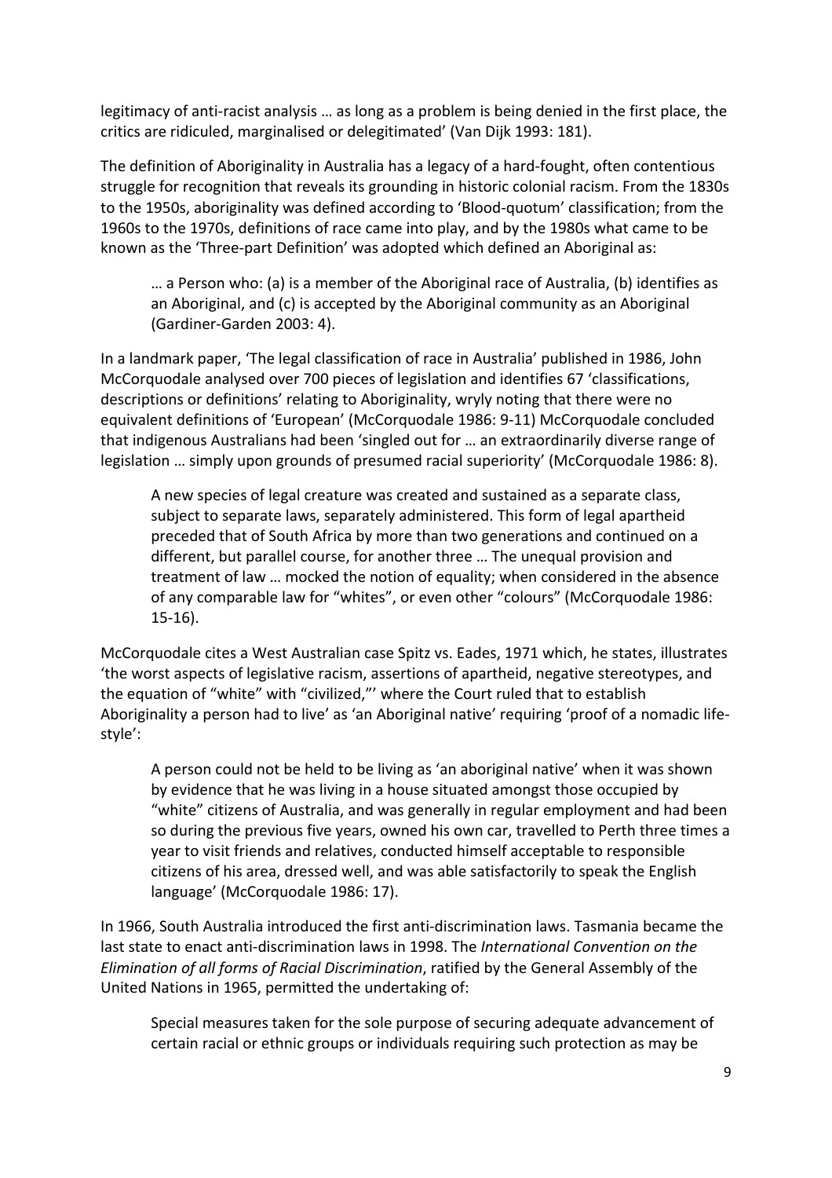legitimacy of anti-racist analysis … as long as a problem is being denied in the first place, the critics are ridiculed, marginalised or delegitimated' (Van Dijk 1993: 181).

The definition of Aboriginality in Australia has a legacy of a hard-fought, often contentious struggle for recognition that reveals its grounding in historic colonial racism. From the 1830s to the 1950s, aboriginality was defined according to 'Blood-quotum' classification; from the 1960s to the 1970s, definitions of race came into play, and by the 1980s what came to be known as the 'Three-part Definition' was adopted which defined an Aboriginal as:

> … a Person who: (a) is a member of the Aboriginal race of Australia, (b) identifies as an Aboriginal, and (c) is accepted by the Aboriginal community as an Aboriginal (Gardiner-Garden 2003: 4).

In a landmark paper, 'The legal classification of race in Australia' published in 1986, John McCorquodale analysed over 700 pieces of legislation and identifies 67 'classifications, descriptions or definitions' relating to Aboriginality, wryly noting that there were no equivalent definitions of 'European' (McCorquodale 1986: 9-11) McCorquodale concluded that indigenous Australians had been 'singled out for … an extraordinarily diverse range of legislation … simply upon grounds of presumed racial superiority' (McCorquodale 1986: 8).

> A new species of legal creature was created and sustained as a separate class, subject to separate laws, separately administered. This form of legal apartheid preceded that of South Africa by more than two generations and continued on a different, but parallel course, for another three … The unequal provision and treatment of law … mocked the notion of equality; when considered in the absence of any comparable law for "whites", or even other "colours" (McCorquodale 1986: 15-16).

McCorquodale cites a West Australian case Spitz vs. Eades, 1971 which, he states, illustrates 'the worst aspects of legislative racism, assertions of apartheid, negative stereotypes, and the equation of "white" with "civilized,"' where the Court ruled that to establish Aboriginality a person had to live' as 'an Aboriginal native' requiring 'proof of a nomadic life-style':

> A person could not be held to be living as 'an aboriginal native' when it was shown by evidence that he was living in a house situated amongst those occupied by "white" citizens of Australia, and was generally in regular employment and had been so during the previous five years, owned his own car, travelled to Perth three times a year to visit friends and relatives, conducted himself acceptable to responsible citizens of his area, dressed well, and was able satisfactorily to speak the English language' (McCorquodale 1986: 17).

In 1966, South Australia introduced the first anti-discrimination laws. Tasmania became the last state to enact anti-discrimination laws in 1998. The *International Convention on the Elimination of all forms of Racial Discrimination*, ratified by the General Assembly of the United Nations in 1965, permitted the undertaking of:

> Special measures taken for the sole purpose of securing adequate advancement of certain racial or ethnic groups or individuals requiring such protection as may be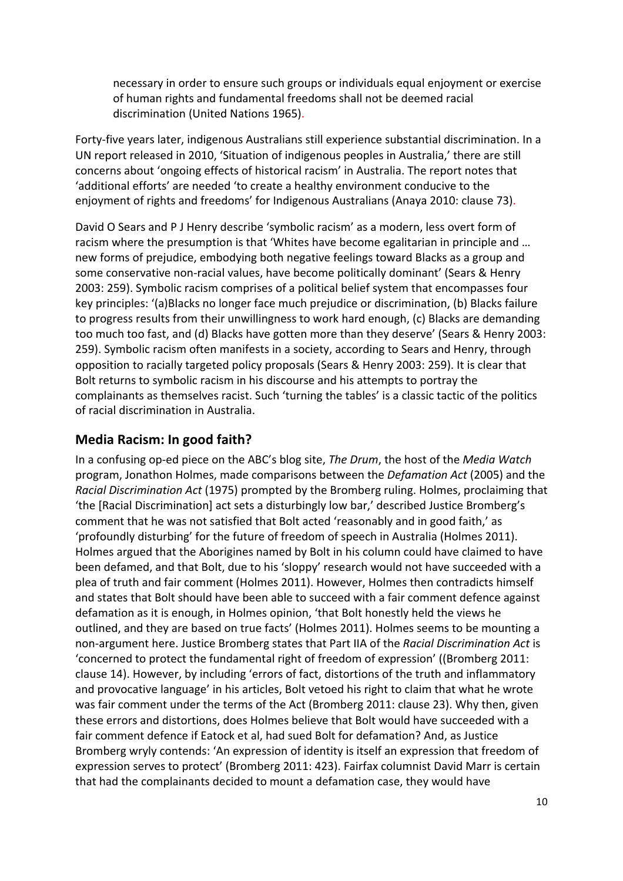necessary in order to ensure such groups or individuals equal enjoyment or exercise of human rights and fundamental freedoms shall not be deemed racial discrimination (United Nations 1965).

Forty-five years later, indigenous Australians still experience substantial discrimination. In a UN report released in 2010, 'Situation of indigenous peoples in Australia,' there are still concerns about 'ongoing effects of historical racism' in Australia. The report notes that 'additional efforts' are needed 'to create a healthy environment conducive to the enjoyment of rights and freedoms' for Indigenous Australians (Anaya 2010: clause 73).

David O Sears and P J Henry describe 'symbolic racism' as a modern, less overt form of racism where the presumption is that 'Whites have become egalitarian in principle and … new forms of prejudice, embodying both negative feelings toward Blacks as a group and some conservative non-racial values, have become politically dominant' (Sears & Henry 2003: 259). Symbolic racism comprises of a political belief system that encompasses four key principles: '(a)Blacks no longer face much prejudice or discrimination, (b) Blacks failure to progress results from their unwillingness to work hard enough, (c) Blacks are demanding too much too fast, and (d) Blacks have gotten more than they deserve' (Sears & Henry 2003: 259). Symbolic racism often manifests in a society, according to Sears and Henry, through opposition to racially targeted policy proposals (Sears & Henry 2003: 259). It is clear that Bolt returns to symbolic racism in his discourse and his attempts to portray the complainants as themselves racist. Such 'turning the tables' is a classic tactic of the politics of racial discrimination in Australia.

## Media Racism: In good faith?

In a confusing op-ed piece on the ABC's blog site, *The Drum*, the host of the *Media Watch* program, Jonathon Holmes, made comparisons between the *Defamation Act* (2005) and the *Racial Discrimination Act* (1975) prompted by the Bromberg ruling. Holmes, proclaiming that 'the [Racial Discrimination] act sets a disturbingly low bar,' described Justice Bromberg's comment that he was not satisfied that Bolt acted 'reasonably and in good faith,' as 'profoundly disturbing' for the future of freedom of speech in Australia (Holmes 2011). Holmes argued that the Aborigines named by Bolt in his column could have claimed to have been defamed, and that Bolt, due to his 'sloppy' research would not have succeeded with a plea of truth and fair comment (Holmes 2011). However, Holmes then contradicts himself and states that Bolt should have been able to succeed with a fair comment defence against defamation as it is enough, in Holmes opinion, 'that Bolt honestly held the views he outlined, and they are based on true facts' (Holmes 2011). Holmes seems to be mounting a non-argument here. Justice Bromberg states that Part IIA of the *Racial Discrimination Act* is 'concerned to protect the fundamental right of freedom of expression' ((Bromberg 2011: clause 14). However, by including 'errors of fact, distortions of the truth and inflammatory and provocative language' in his articles, Bolt vetoed his right to claim that what he wrote was fair comment under the terms of the Act (Bromberg 2011: clause 23). Why then, given these errors and distortions, does Holmes believe that Bolt would have succeeded with a fair comment defence if Eatock et al, had sued Bolt for defamation? And, as Justice Bromberg wryly contends: 'An expression of identity is itself an expression that freedom of expression serves to protect' (Bromberg 2011: 423). Fairfax columnist David Marr is certain that had the complainants decided to mount a defamation case, they would have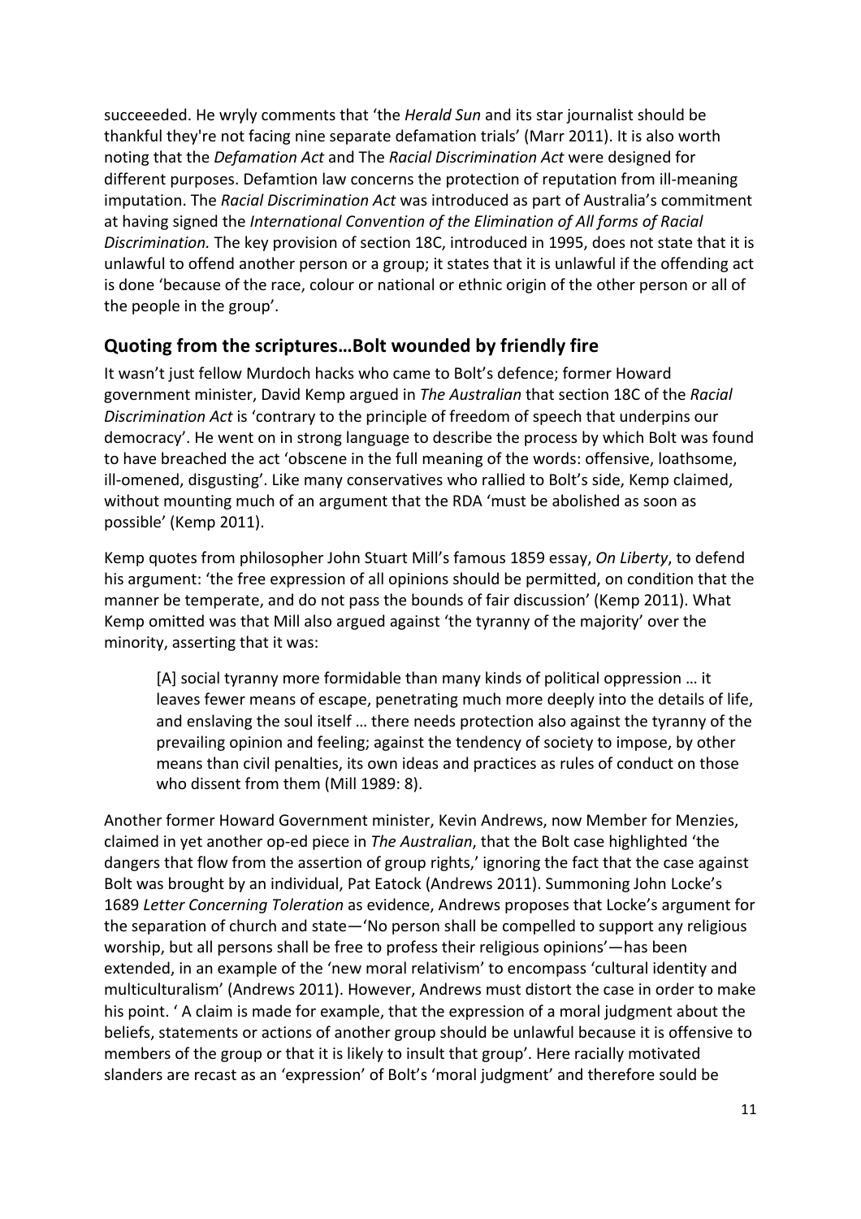succeeeded. He wryly comments that 'the *Herald Sun* and its star journalist should be thankful they're not facing nine separate defamation trials' (Marr 2011). It is also worth noting that the *Defamation Act* and The *Racial Discrimination Act* were designed for different purposes. Defamtion law concerns the protection of reputation from ill-meaning imputation. The *Racial Discrimination Act* was introduced as part of Australia's commitment at having signed the *International Convention of the Elimination of All forms of Racial Discrimination.* The key provision of section 18C, introduced in 1995, does not state that it is unlawful to offend another person or a group; it states that it is unlawful if the offending act is done 'because of the race, colour or national or ethnic origin of the other person or all of the people in the group'.

## Quoting from the scriptures…Bolt wounded by friendly fire

It wasn't just fellow Murdoch hacks who came to Bolt's defence; former Howard government minister, David Kemp argued in *The Australian* that section 18C of the *Racial Discrimination Act* is 'contrary to the principle of freedom of speech that underpins our democracy'. He went on in strong language to describe the process by which Bolt was found to have breached the act 'obscene in the full meaning of the words: offensive, loathsome, ill-omened, disgusting'. Like many conservatives who rallied to Bolt's side, Kemp claimed, without mounting much of an argument that the RDA 'must be abolished as soon as possible' (Kemp 2011).

Kemp quotes from philosopher John Stuart Mill's famous 1859 essay, *On Liberty*, to defend his argument: 'the free expression of all opinions should be permitted, on condition that the manner be temperate, and do not pass the bounds of fair discussion' (Kemp 2011). What Kemp omitted was that Mill also argued against 'the tyranny of the majority' over the minority, asserting that it was:

> [A] social tyranny more formidable than many kinds of political oppression … it leaves fewer means of escape, penetrating much more deeply into the details of life, and enslaving the soul itself … there needs protection also against the tyranny of the prevailing opinion and feeling; against the tendency of society to impose, by other means than civil penalties, its own ideas and practices as rules of conduct on those who dissent from them (Mill 1989: 8).

Another former Howard Government minister, Kevin Andrews, now Member for Menzies, claimed in yet another op-ed piece in *The Australian*, that the Bolt case highlighted 'the dangers that flow from the assertion of group rights,' ignoring the fact that the case against Bolt was brought by an individual, Pat Eatock (Andrews 2011). Summoning John Locke's 1689 *Letter Concerning Toleration* as evidence, Andrews proposes that Locke's argument for the separation of church and state—'No person shall be compelled to support any religious worship, but all persons shall be free to profess their religious opinions'—has been extended, in an example of the 'new moral relativism' to encompass 'cultural identity and multiculturalism' (Andrews 2011). However, Andrews must distort the case in order to make his point. ' A claim is made for example, that the expression of a moral judgment about the beliefs, statements or actions of another group should be unlawful because it is offensive to members of the group or that it is likely to insult that group'. Here racially motivated slanders are recast as an 'expression' of Bolt's 'moral judgment' and therefore sould be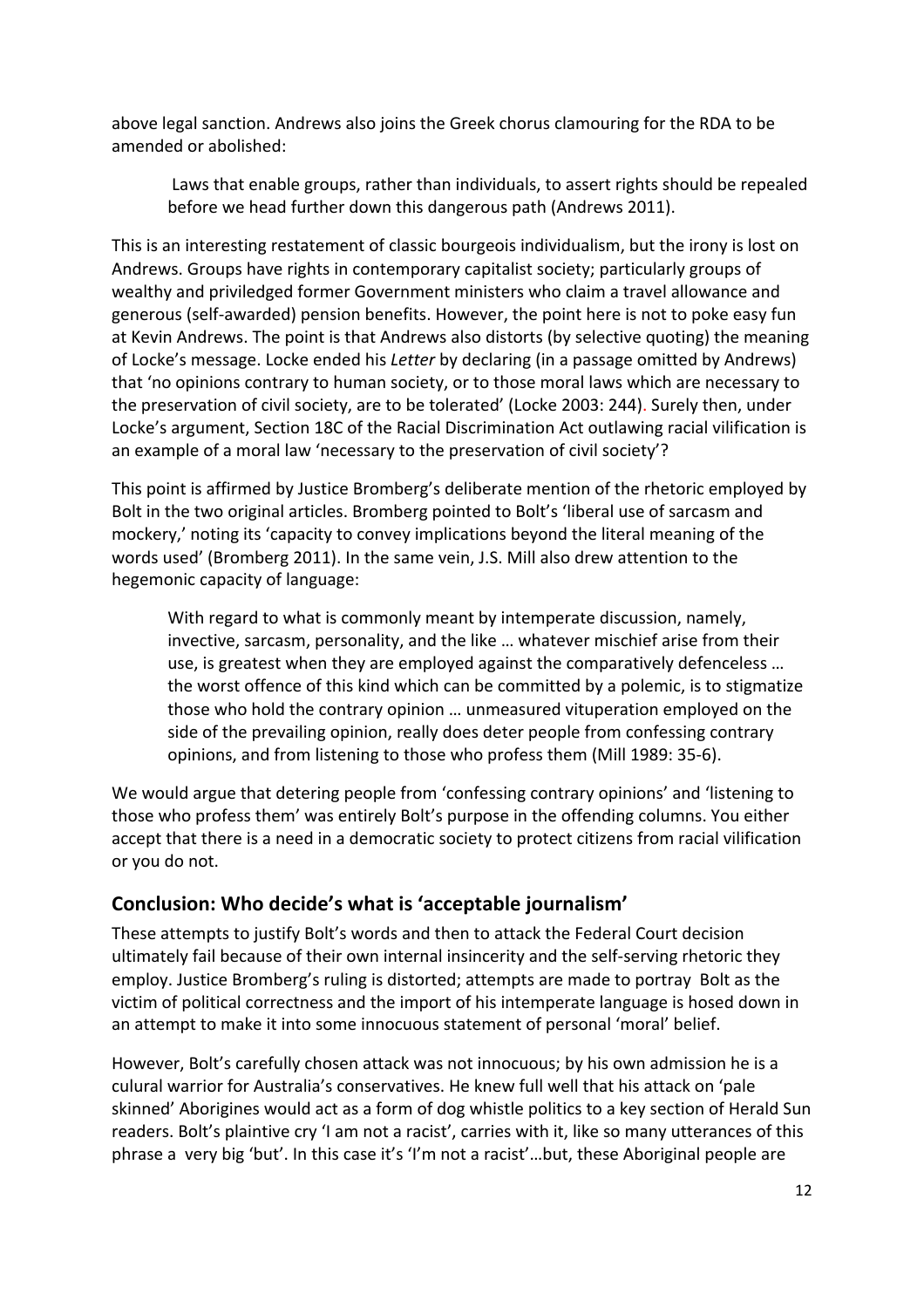above legal sanction. Andrews also joins the Greek chorus clamouring for the RDA to be amended or abolished:

> Laws that enable groups, rather than individuals, to assert rights should be repealed before we head further down this dangerous path (Andrews 2011).

This is an interesting restatement of classic bourgeois individualism, but the irony is lost on Andrews. Groups have rights in contemporary capitalist society; particularly groups of wealthy and priviledged former Government ministers who claim a travel allowance and generous (self-awarded) pension benefits. However, the point here is not to poke easy fun at Kevin Andrews. The point is that Andrews also distorts (by selective quoting) the meaning of Locke's message. Locke ended his *Letter* by declaring (in a passage omitted by Andrews) that 'no opinions contrary to human society, or to those moral laws which are necessary to the preservation of civil society, are to be tolerated' (Locke 2003: 244). Surely then, under Locke's argument, Section 18C of the Racial Discrimination Act outlawing racial vilification is an example of a moral law 'necessary to the preservation of civil society'?

This point is affirmed by Justice Bromberg's deliberate mention of the rhetoric employed by Bolt in the two original articles. Bromberg pointed to Bolt's 'liberal use of sarcasm and mockery,' noting its 'capacity to convey implications beyond the literal meaning of the words used' (Bromberg 2011). In the same vein, J.S. Mill also drew attention to the hegemonic capacity of language:

> With regard to what is commonly meant by intemperate discussion, namely, invective, sarcasm, personality, and the like … whatever mischief arise from their use, is greatest when they are employed against the comparatively defenceless … the worst offence of this kind which can be committed by a polemic, is to stigmatize those who hold the contrary opinion … unmeasured vituperation employed on the side of the prevailing opinion, really does deter people from confessing contrary opinions, and from listening to those who profess them (Mill 1989: 35-6).

We would argue that detering people from 'confessing contrary opinions' and 'listening to those who profess them' was entirely Bolt's purpose in the offending columns. You either accept that there is a need in a democratic society to protect citizens from racial vilification or you do not.

## Conclusion: Who decide's what is 'acceptable journalism'

These attempts to justify Bolt's words and then to attack the Federal Court decision ultimately fail because of their own internal insincerity and the self-serving rhetoric they employ. Justice Bromberg's ruling is distorted; attempts are made to portray Bolt as the victim of political correctness and the import of his intemperate language is hosed down in an attempt to make it into some innocuous statement of personal 'moral' belief.

However, Bolt's carefully chosen attack was not innocuous; by his own admission he is a culural warrior for Australia's conservatives. He knew full well that his attack on 'pale skinned' Aborigines would act as a form of dog whistle politics to a key section of Herald Sun readers. Bolt's plaintive cry 'I am not a racist', carries with it, like so many utterances of this phrase a very big 'but'. In this case it's 'I'm not a racist'…but, these Aboriginal people are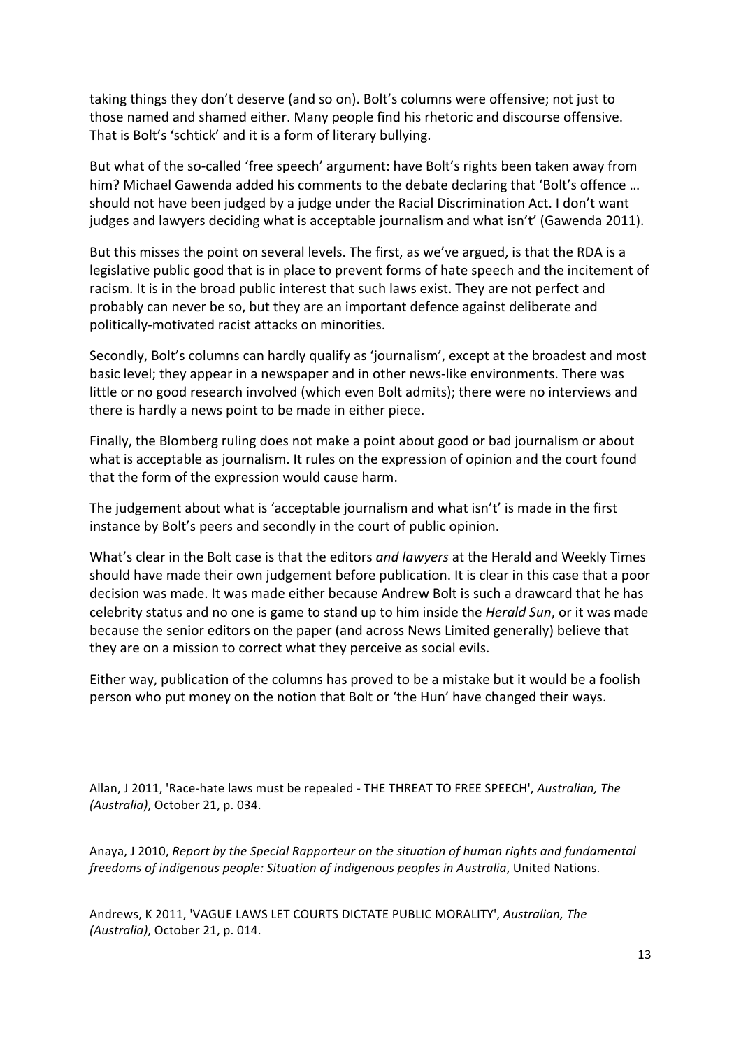taking things they don't deserve (and so on). Bolt's columns were offensive; not just to those named and shamed either. Many people find his rhetoric and discourse offensive. That is Bolt's 'schtick' and it is a form of literary bullying.

But what of the so-called 'free speech' argument: have Bolt's rights been taken away from him? Michael Gawenda added his comments to the debate declaring that 'Bolt's offence … should not have been judged by a judge under the Racial Discrimination Act. I don't want judges and lawyers deciding what is acceptable journalism and what isn't' (Gawenda 2011).

But this misses the point on several levels. The first, as we've argued, is that the RDA is a legislative public good that is in place to prevent forms of hate speech and the incitement of racism. It is in the broad public interest that such laws exist. They are not perfect and probably can never be so, but they are an important defence against deliberate and politically-motivated racist attacks on minorities.

Secondly, Bolt's columns can hardly qualify as 'journalism', except at the broadest and most basic level; they appear in a newspaper and in other news-like environments. There was little or no good research involved (which even Bolt admits); there were no interviews and there is hardly a news point to be made in either piece.

Finally, the Blomberg ruling does not make a point about good or bad journalism or about what is acceptable as journalism. It rules on the expression of opinion and the court found that the form of the expression would cause harm.

The judgement about what is 'acceptable journalism and what isn't' is made in the first instance by Bolt's peers and secondly in the court of public opinion.

What's clear in the Bolt case is that the editors *and lawyers* at the Herald and Weekly Times should have made their own judgement before publication. It is clear in this case that a poor decision was made. It was made either because Andrew Bolt is such a drawcard that he has celebrity status and no one is game to stand up to him inside the *Herald Sun*, or it was made because the senior editors on the paper (and across News Limited generally) believe that they are on a mission to correct what they perceive as social evils.

Either way, publication of the columns has proved to be a mistake but it would be a foolish person who put money on the notion that Bolt or 'the Hun' have changed their ways.

Allan, J 2011, 'Race-hate laws must be repealed - THE THREAT TO FREE SPEECH', *Australian, The (Australia)*, October 21, p. 034.

Anaya, J 2010, *Report by the Special Rapporteur on the situation of human rights and fundamental freedoms of indigenous people: Situation of indigenous peoples in Australia*, United Nations.

Andrews, K 2011, 'VAGUE LAWS LET COURTS DICTATE PUBLIC MORALITY', *Australian, The (Australia)*, October 21, p. 014.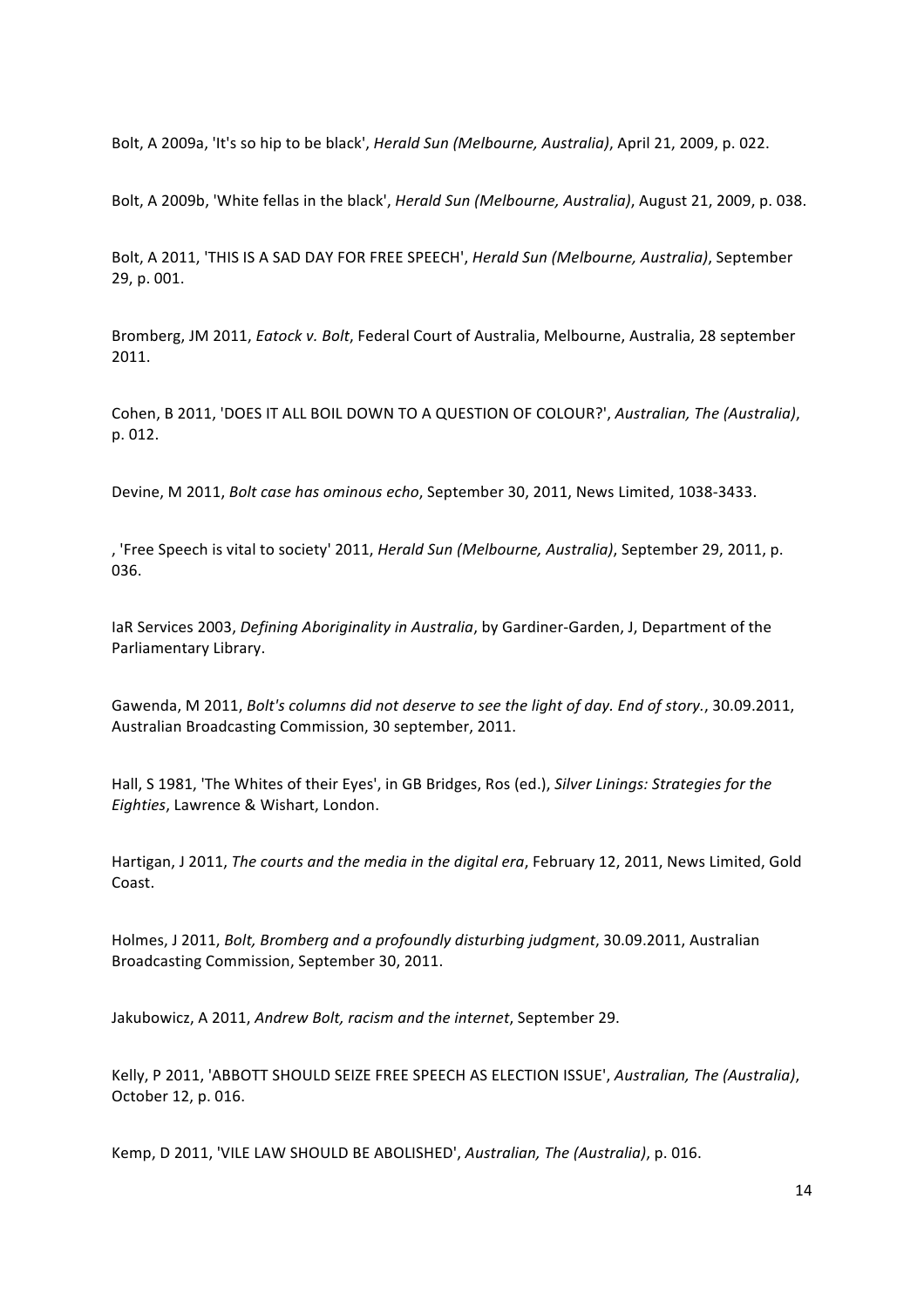Bolt, A 2009a, 'It's so hip to be black', *Herald Sun (Melbourne, Australia)*, April 21, 2009, p. 022.

Bolt, A 2009b, 'White fellas in the black', *Herald Sun (Melbourne, Australia)*, August 21, 2009, p. 038.

Bolt, A 2011, 'THIS IS A SAD DAY FOR FREE SPEECH', *Herald Sun (Melbourne, Australia)*, September 29, p. 001.

Bromberg, JM 2011, *Eatock v. Bolt*, Federal Court of Australia, Melbourne, Australia, 28 september 2011.

Cohen, B 2011, 'DOES IT ALL BOIL DOWN TO A QUESTION OF COLOUR?', *Australian, The (Australia)*, p. 012.

Devine, M 2011, *Bolt case has ominous echo*, September 30, 2011, News Limited, 1038-3433.

, 'Free Speech is vital to society' 2011, *Herald Sun (Melbourne, Australia)*, September 29, 2011, p. 036.

IaR Services 2003, *Defining Aboriginality in Australia*, by Gardiner-Garden, J, Department of the Parliamentary Library.

Gawenda, M 2011, *Bolt's columns did not deserve to see the light of day. End of story.*, 30.09.2011, Australian Broadcasting Commission, 30 september, 2011.

Hall, S 1981, 'The Whites of their Eyes', in GB Bridges, Ros (ed.), *Silver Linings: Strategies for the Eighties*, Lawrence & Wishart, London.

Hartigan, J 2011, *The courts and the media in the digital era*, February 12, 2011, News Limited, Gold Coast.

Holmes, J 2011, *Bolt, Bromberg and a profoundly disturbing judgment*, 30.09.2011, Australian Broadcasting Commission, September 30, 2011.

Jakubowicz, A 2011, *Andrew Bolt, racism and the internet*, September 29.

Kelly, P 2011, 'ABBOTT SHOULD SEIZE FREE SPEECH AS ELECTION ISSUE', *Australian, The (Australia)*, October 12, p. 016.

Kemp, D 2011, 'VILE LAW SHOULD BE ABOLISHED', *Australian, The (Australia)*, p. 016.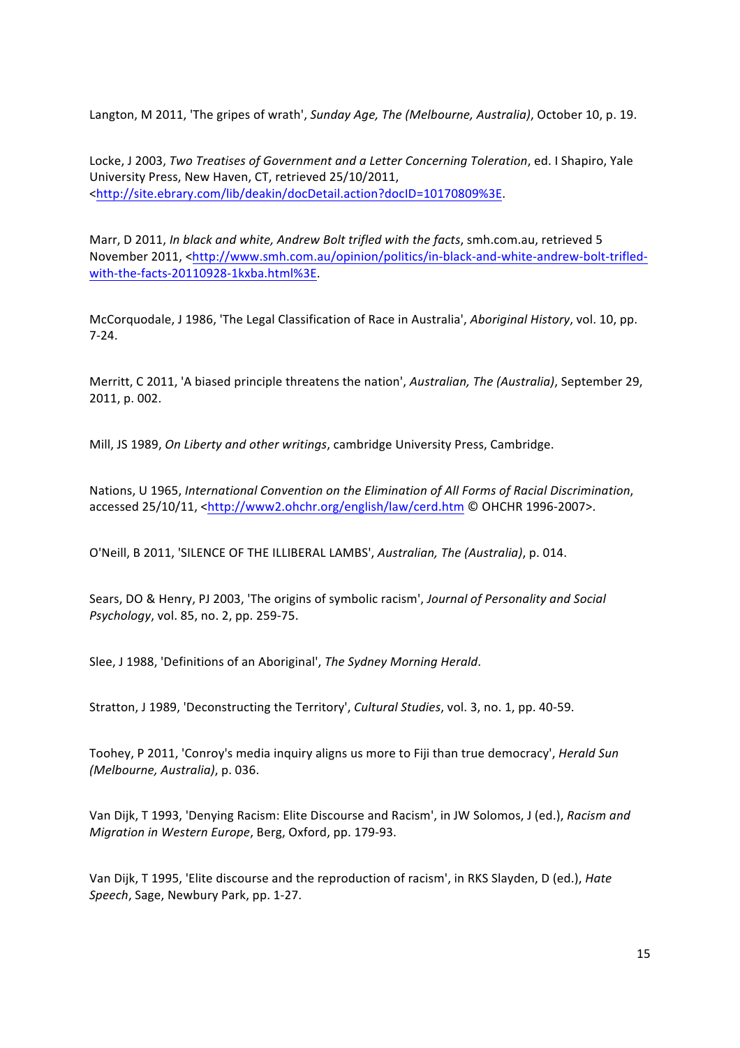Langton, M 2011, 'The gripes of wrath', *Sunday Age, The (Melbourne, Australia)*, October 10, p. 19.

Locke, J 2003, *Two Treatises of Government and a Letter Concerning Toleration*, ed. I Shapiro, Yale University Press, New Haven, CT, retrieved 25/10/2011, <http://site.ebrary.com/lib/deakin/docDetail.action?docID=10170809%3E.

Marr, D 2011, *In black and white, Andrew Bolt trifled with the facts*, smh.com.au, retrieved 5 November 2011, <http://www.smh.com.au/opinion/politics/in-black-and-white-andrew-bolt-trifled-with-the-facts-20110928-1kxba.html%3E.

McCorquodale, J 1986, 'The Legal Classification of Race in Australia', *Aboriginal History*, vol. 10, pp. 7-24.

Merritt, C 2011, 'A biased principle threatens the nation', *Australian, The (Australia)*, September 29, 2011, p. 002.

Mill, JS 1989, *On Liberty and other writings*, cambridge University Press, Cambridge.

Nations, U 1965, *International Convention on the Elimination of All Forms of Racial Discrimination*, accessed 25/10/11, <http://www2.ohchr.org/english/law/cerd.htm © OHCHR 1996-2007>.

O'Neill, B 2011, 'SILENCE OF THE ILLIBERAL LAMBS', *Australian, The (Australia)*, p. 014.

Sears, DO & Henry, PJ 2003, 'The origins of symbolic racism', *Journal of Personality and Social Psychology*, vol. 85, no. 2, pp. 259-75.

Slee, J 1988, 'Definitions of an Aboriginal', *The Sydney Morning Herald*.

Stratton, J 1989, 'Deconstructing the Territory', *Cultural Studies*, vol. 3, no. 1, pp. 40-59.

Toohey, P 2011, 'Conroy's media inquiry aligns us more to Fiji than true democracy', *Herald Sun (Melbourne, Australia)*, p. 036.

Van Dijk, T 1993, 'Denying Racism: Elite Discourse and Racism', in JW Solomos, J (ed.), *Racism and Migration in Western Europe*, Berg, Oxford, pp. 179-93.

Van Dijk, T 1995, 'Elite discourse and the reproduction of racism', in RKS Slayden, D (ed.), *Hate Speech*, Sage, Newbury Park, pp. 1-27.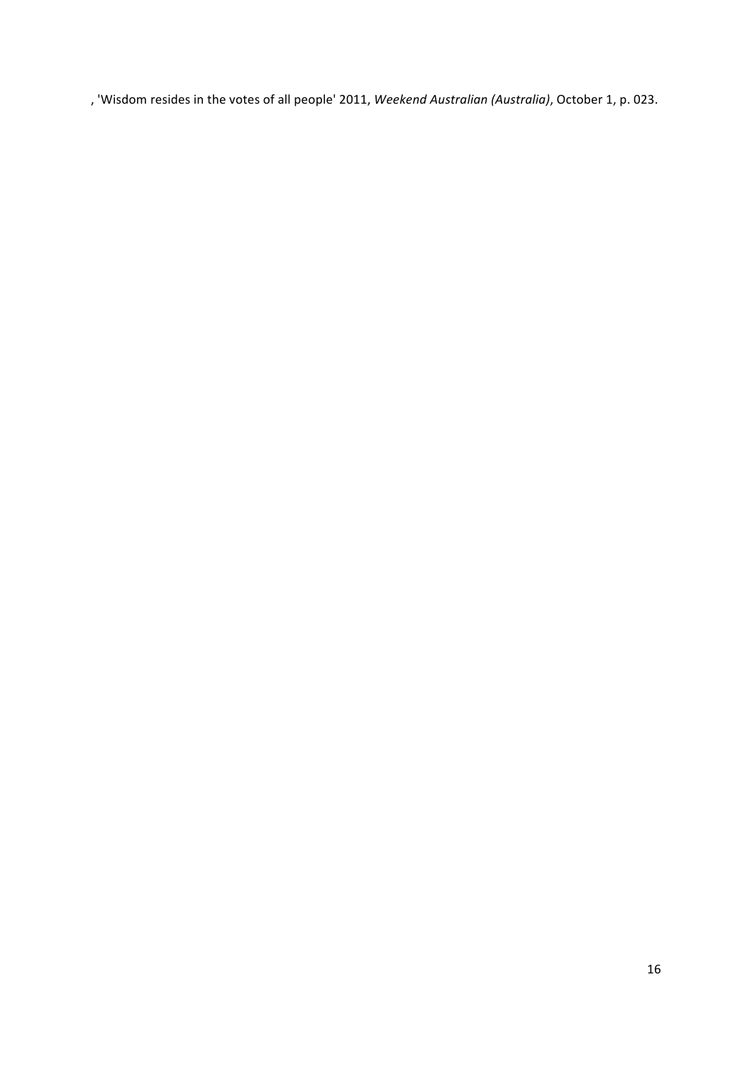, 'Wisdom resides in the votes of all people' 2011, *Weekend Australian (Australia)*, October 1, p. 023.